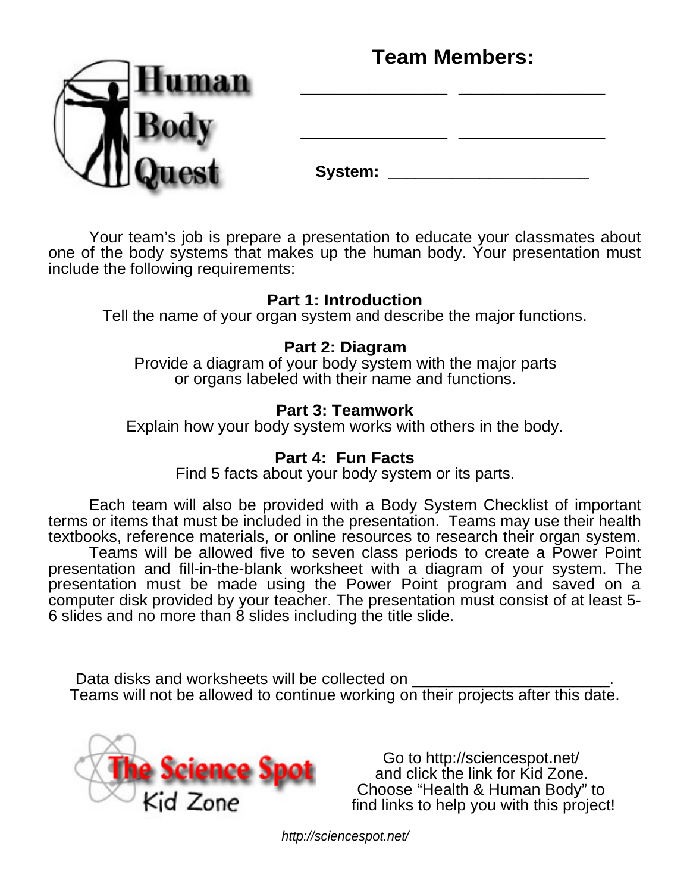# Human Body Quest

**Team Members:**

_______________ _______________

_______________ _______________

**System:** ______________________

Your team's job is prepare a presentation to educate your classmates about one of the body systems that makes up the human body. Your presentation must include the following requirements:

**Part 1: Introduction**
Tell the name of your organ system and describe the major functions.

**Part 2: Diagram**
Provide a diagram of your body system with the major parts or organs labeled with their name and functions.

**Part 3: Teamwork**
Explain how your body system works with others in the body.

**Part 4: Fun Facts**
Find 5 facts about your body system or its parts.

Each team will also be provided with a Body System Checklist of important terms or items that must be included in the presentation. Teams may use their health textbooks, reference materials, or online resources to research their organ system.

Teams will be allowed five to seven class periods to create a Power Point presentation and fill-in-the-blank worksheet with a diagram of your system. The presentation must be made using the Power Point program and saved on a computer disk provided by your teacher. The presentation must consist of at least 5-6 slides and no more than 8 slides including the title slide.

Data disks and worksheets will be collected on _____________________.
Teams will not be allowed to continue working on their projects after this date.

The Science Spot Kid Zone

Go to http://sciencespot.net/ and click the link for Kid Zone. Choose "Health & Human Body" to find links to help you with this project!

*http://sciencespot.net/*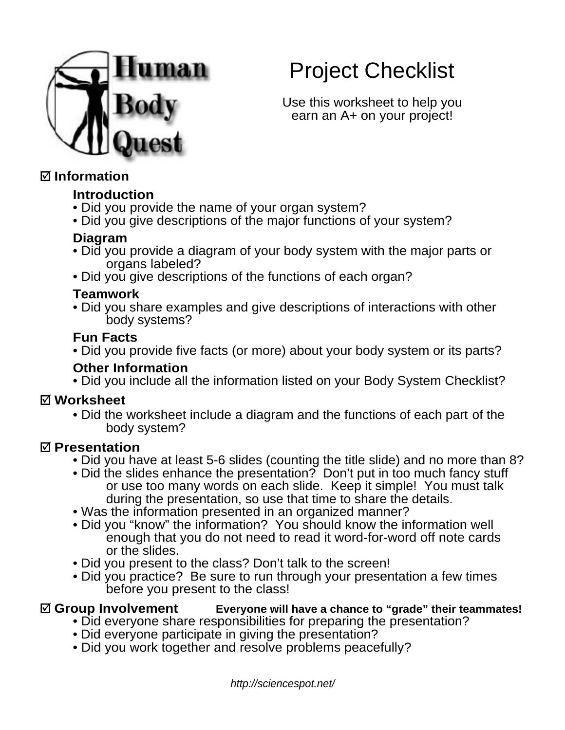Human Body Quest

# Project Checklist

Use this worksheet to help you earn an A+ on your project!

## ☑ Information

### Introduction
- Did you provide the name of your organ system?
- Did you give descriptions of the major functions of your system?

### Diagram
- Did you provide a diagram of your body system with the major parts or organs labeled?
- Did you give descriptions of the functions of each organ?

### Teamwork
- Did you share examples and give descriptions of interactions with other body systems?

### Fun Facts
- Did you provide five facts (or more) about your body system or its parts?

### Other Information
- Did you include all the information listed on your Body System Checklist?

## ☑ Worksheet
- Did the worksheet include a diagram and the functions of each part of the body system?

## ☑ Presentation
- Did you have at least 5-6 slides (counting the title slide) and no more than 8?
- Did the slides enhance the presentation? Don't put in too much fancy stuff or use too many words on each slide. Keep it simple! You must talk during the presentation, so use that time to share the details.
- Was the information presented in an organized manner?
- Did you "know" the information? You should know the information well enough that you do not need to read it word-for-word off note cards or the slides.
- Did you present to the class? Don't talk to the screen!
- Did you practice? Be sure to run through your presentation a few times before you present to the class!

## ☑ Group Involvement

**Everyone will have a chance to "grade" their teammates!**

- Did everyone share responsibilities for preparing the presentation?
- Did everyone participate in giving the presentation?
- Did you work together and resolve problems peacefully?

*http://sciencespot.net/*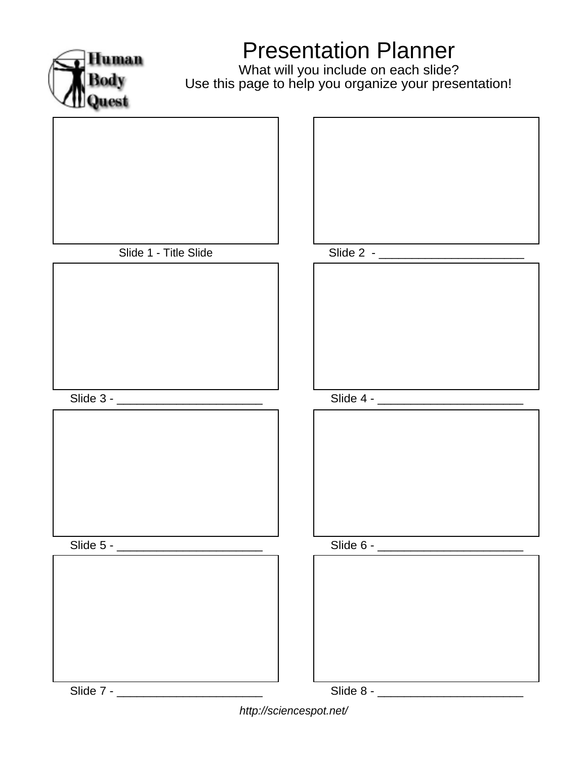Human Body Quest

# Presentation Planner

What will you include on each slide?
Use this page to help you organize your presentation!

Slide 1 - Title Slide

Slide 2 - ______________________

Slide 3 - ______________________

Slide 4 - ______________________

Slide 5 - ______________________

Slide 6 - ______________________

Slide 7 - ______________________

Slide 8 - ______________________

*http://sciencespot.net/*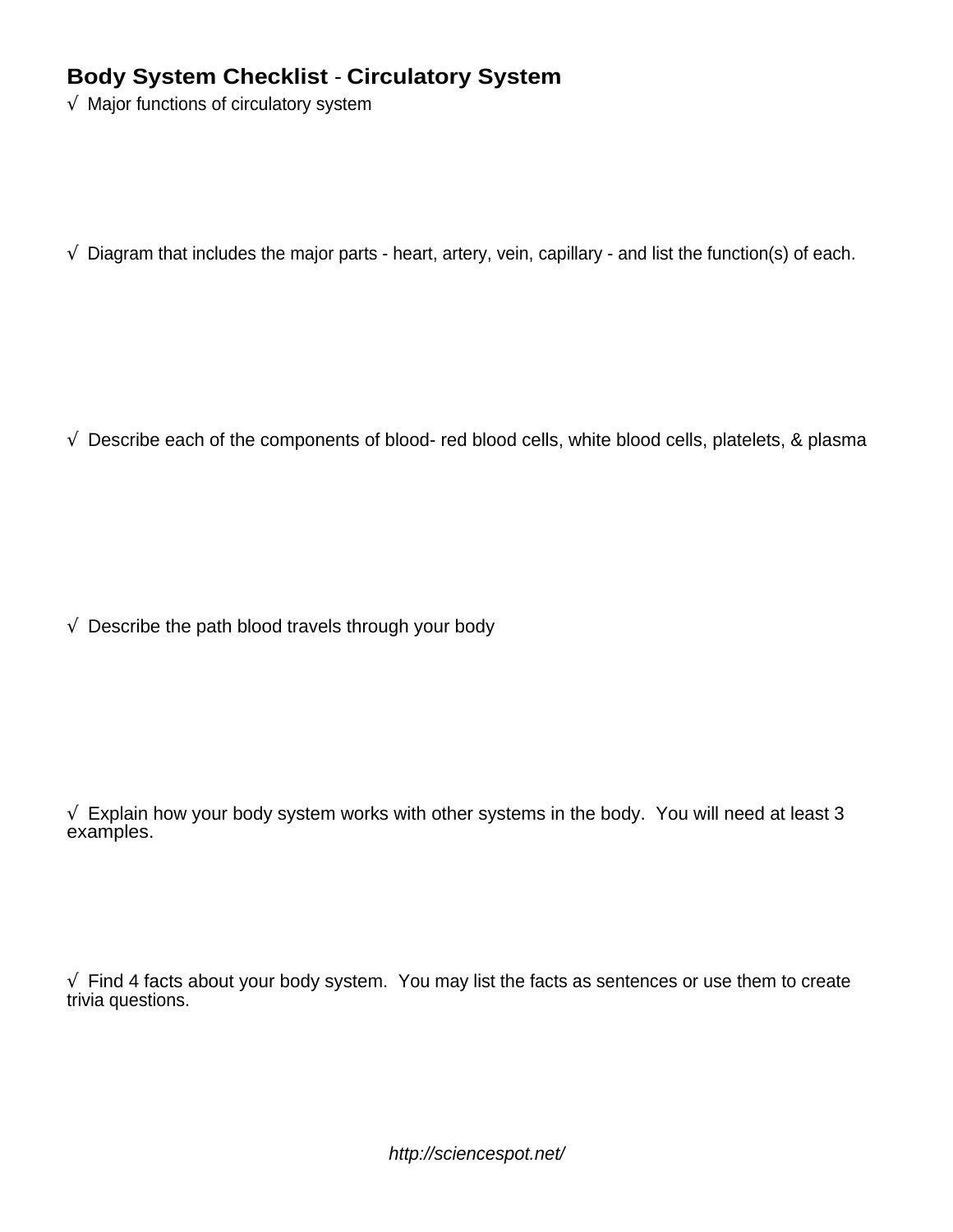## **Body System Checklist** - **Circulatory System**

√ Major functions of circulatory system

√ Diagram that includes the major parts - heart, artery, vein, capillary - and list the function(s) of each.

√ Describe each of the components of blood- red blood cells, white blood cells, platelets, & plasma

√ Describe the path blood travels through your body

√ Explain how your body system works with other systems in the body. You will need at least 3 examples.

√ Find 4 facts about your body system. You may list the facts as sentences or use them to create trivia questions.

*http://sciencespot.net/*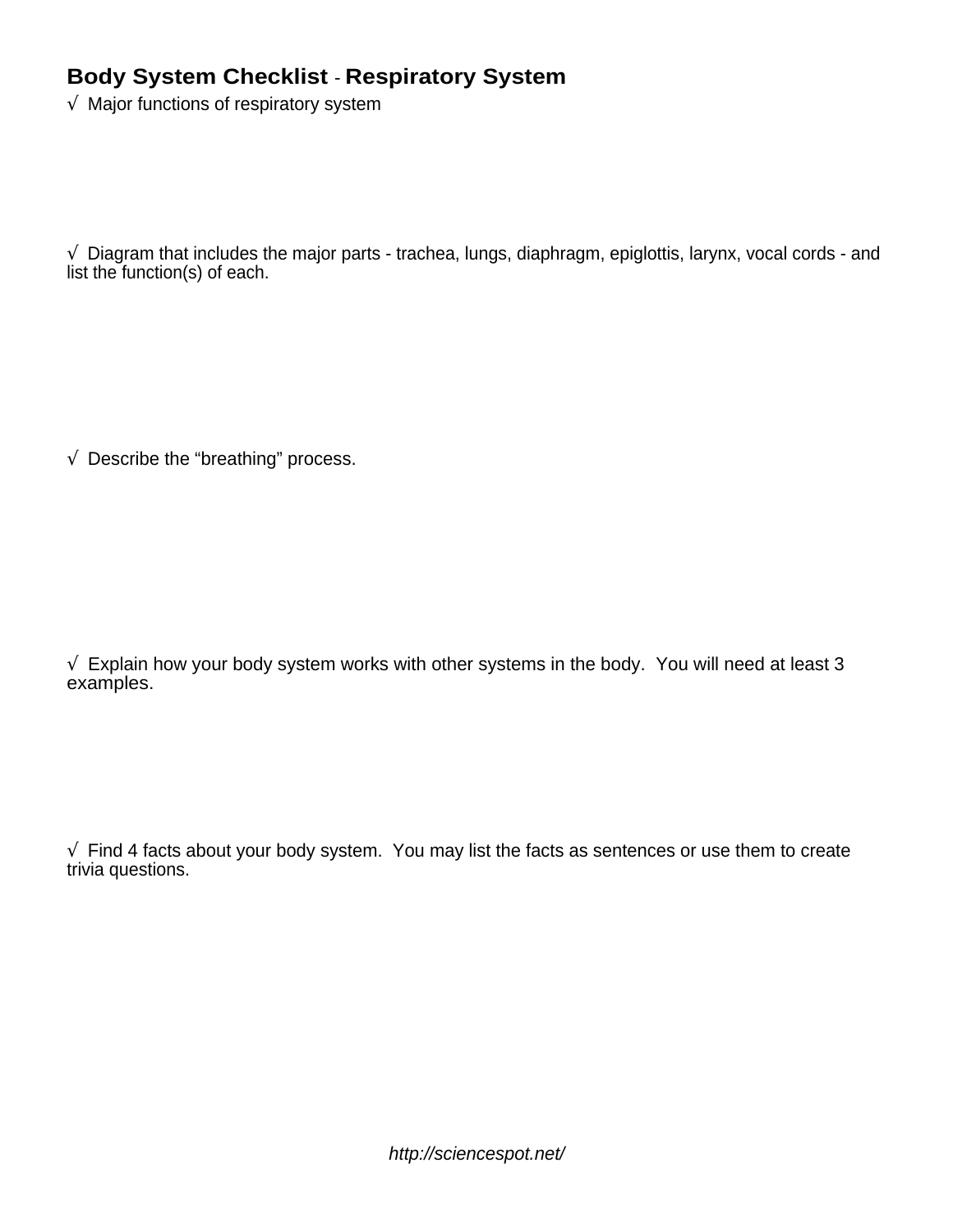# Body System Checklist - Respiratory System

√ Major functions of respiratory system

√ Diagram that includes the major parts - trachea, lungs, diaphragm, epiglottis, larynx, vocal cords - and list the function(s) of each.

√ Describe the "breathing" process.

√ Explain how your body system works with other systems in the body. You will need at least 3 examples.

√ Find 4 facts about your body system. You may list the facts as sentences or use them to create trivia questions.

*http://sciencespot.net/*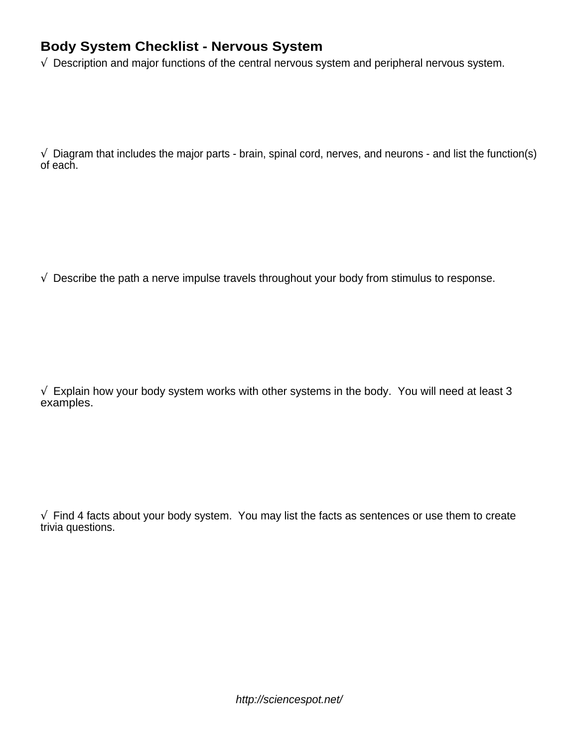## Body System Checklist - Nervous System

√ Description and major functions of the central nervous system and peripheral nervous system.

√ Diagram that includes the major parts - brain, spinal cord, nerves, and neurons - and list the function(s) of each.

√ Describe the path a nerve impulse travels throughout your body from stimulus to response.

√ Explain how your body system works with other systems in the body. You will need at least 3 examples.

√ Find 4 facts about your body system. You may list the facts as sentences or use them to create trivia questions.

*http://sciencespot.net/*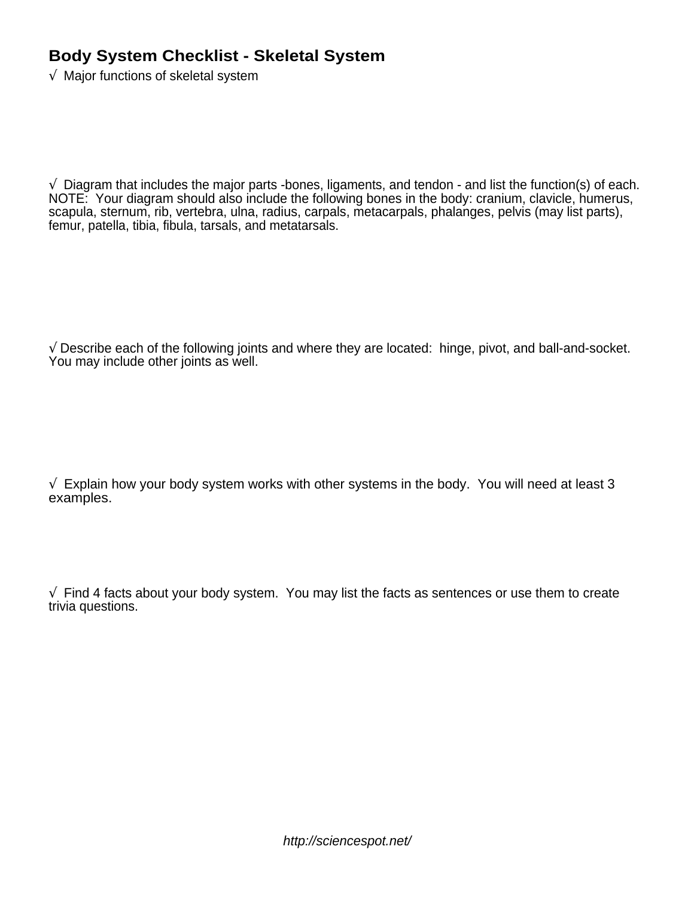## Body System Checklist - Skeletal System

√ Major functions of skeletal system

√ Diagram that includes the major parts -bones, ligaments, and tendon - and list the function(s) of each. NOTE: Your diagram should also include the following bones in the body: cranium, clavicle, humerus, scapula, sternum, rib, vertebra, ulna, radius, carpals, metacarpals, phalanges, pelvis (may list parts), femur, patella, tibia, fibula, tarsals, and metatarsals.

√ Describe each of the following joints and where they are located: hinge, pivot, and ball-and-socket. You may include other joints as well.

√ Explain how your body system works with other systems in the body. You will need at least 3 examples.

√ Find 4 facts about your body system. You may list the facts as sentences or use them to create trivia questions.

*http://sciencespot.net/*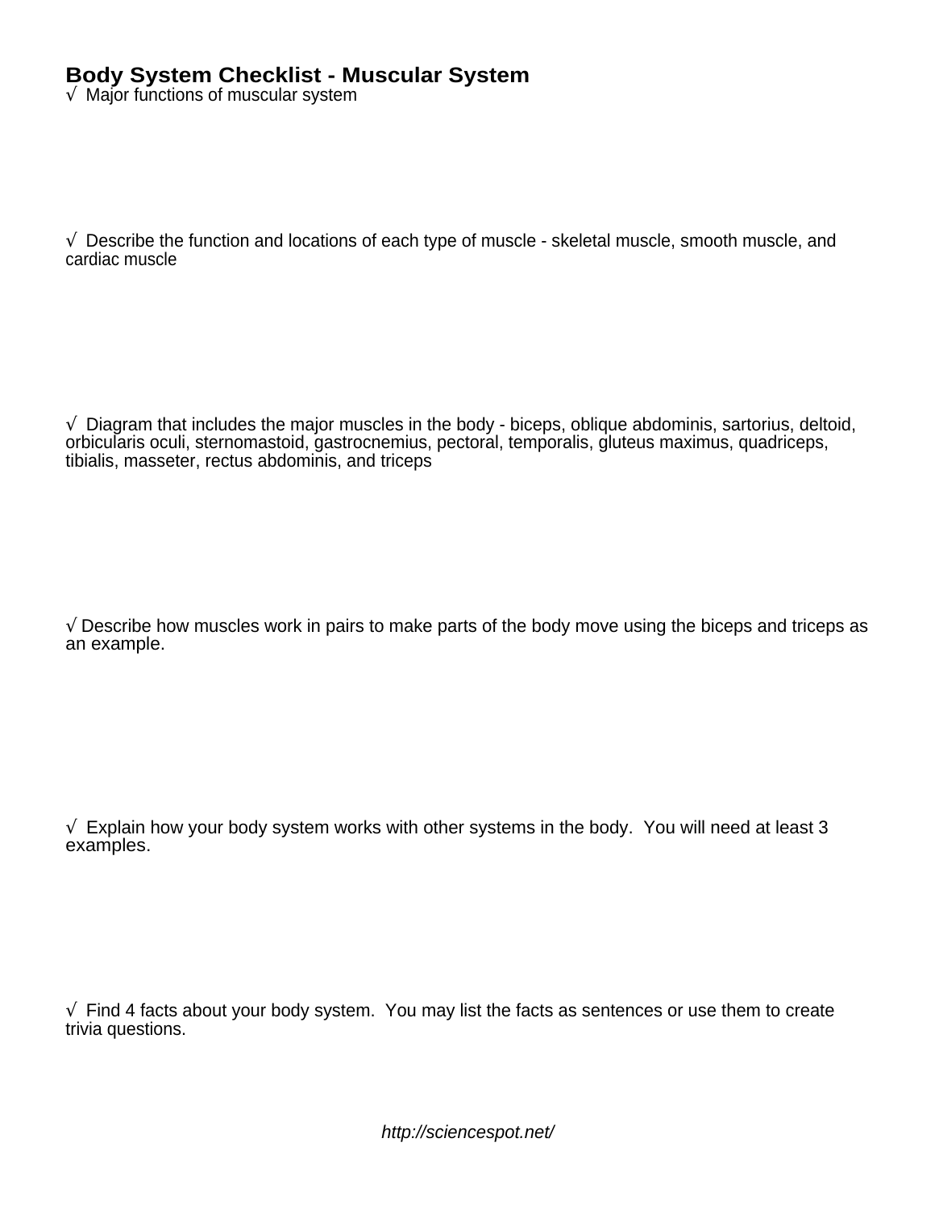## Body System Checklist - Muscular System

√ Major functions of muscular system

√ Describe the function and locations of each type of muscle - skeletal muscle, smooth muscle, and cardiac muscle

√ Diagram that includes the major muscles in the body - biceps, oblique abdominis, sartorius, deltoid, orbicularis oculi, sternomastoid, gastrocnemius, pectoral, temporalis, gluteus maximus, quadriceps, tibialis, masseter, rectus abdominis, and triceps

√ Describe how muscles work in pairs to make parts of the body move using the biceps and triceps as an example.

√ Explain how your body system works with other systems in the body. You will need at least 3 examples.

√ Find 4 facts about your body system. You may list the facts as sentences or use them to create trivia questions.

*http://sciencespot.net/*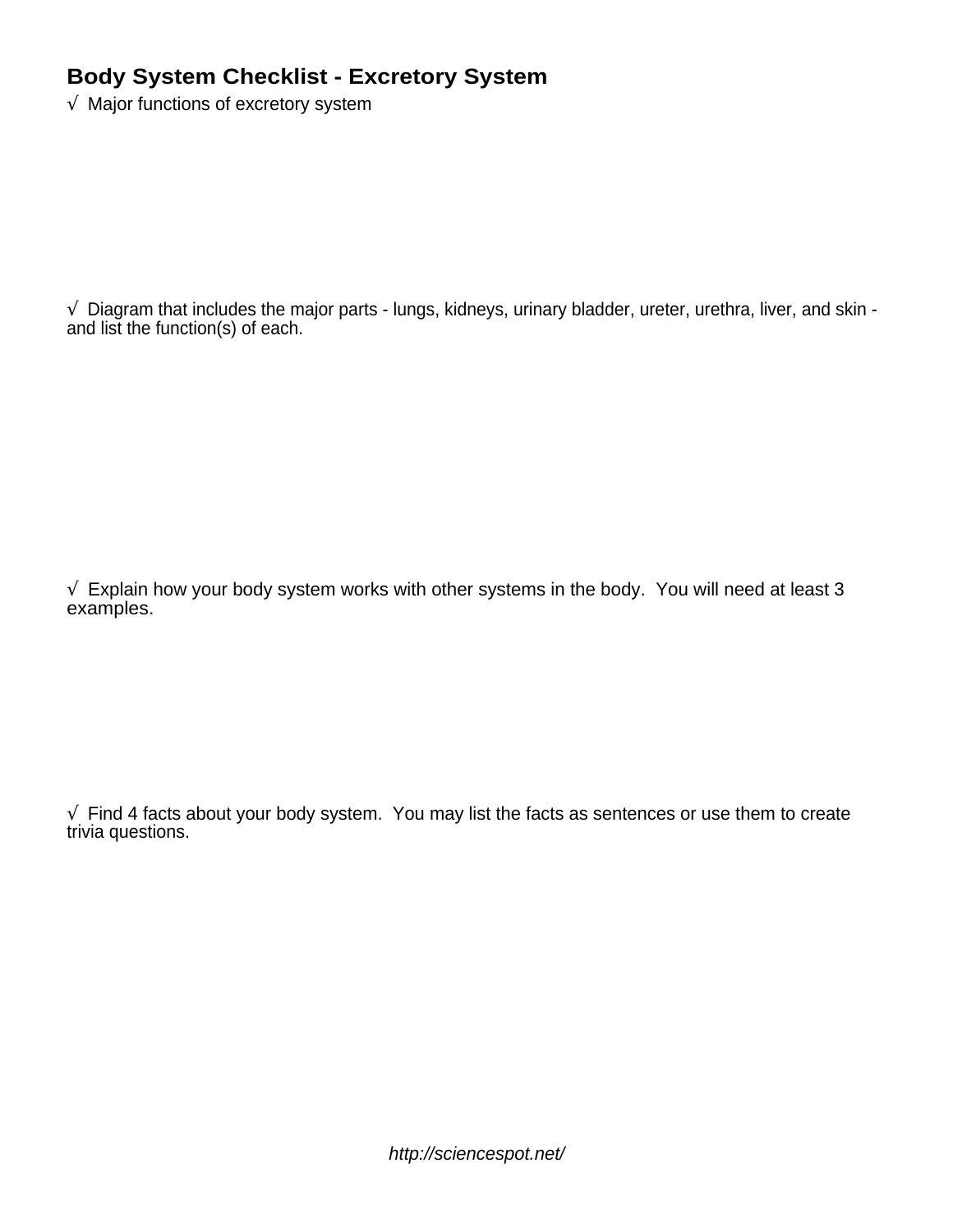# Body System Checklist - Excretory System

√ Major functions of excretory system

√ Diagram that includes the major parts - lungs, kidneys, urinary bladder, ureter, urethra, liver, and skin - and list the function(s) of each.

√ Explain how your body system works with other systems in the body. You will need at least 3 examples.

√ Find 4 facts about your body system. You may list the facts as sentences or use them to create trivia questions.

*http://sciencespot.net/*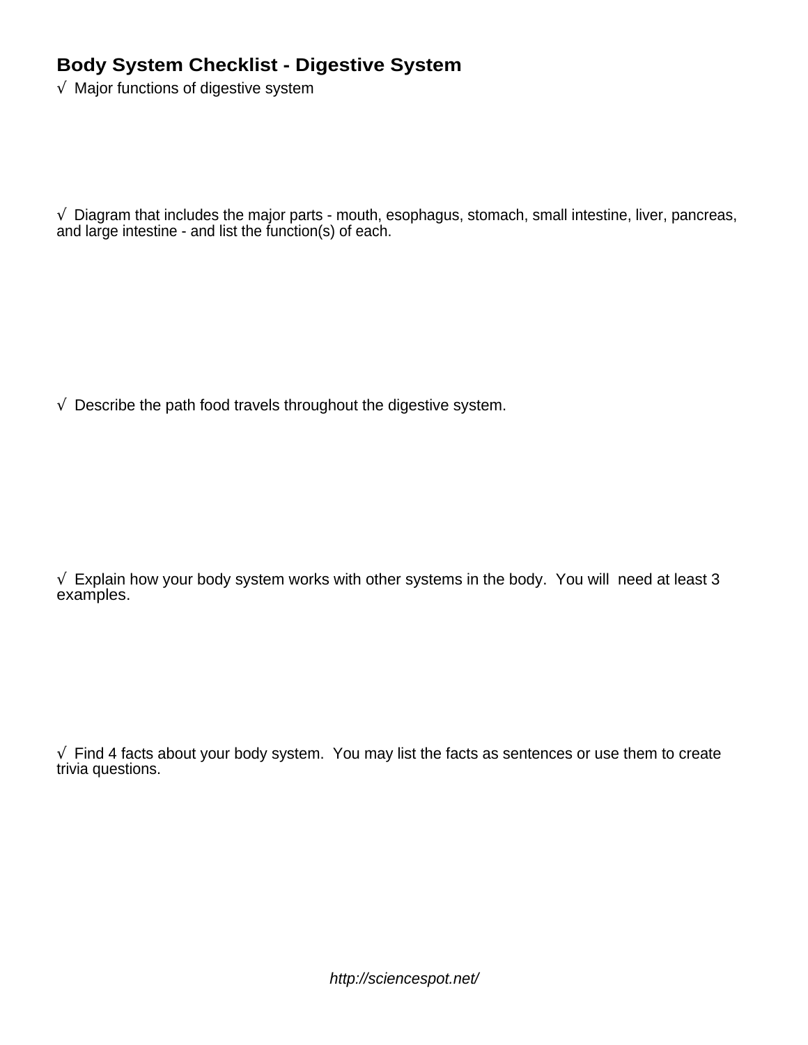## Body System Checklist - Digestive System

√ Major functions of digestive system

√ Diagram that includes the major parts - mouth, esophagus, stomach, small intestine, liver, pancreas, and large intestine - and list the function(s) of each.

√ Describe the path food travels throughout the digestive system.

√ Explain how your body system works with other systems in the body. You will need at least 3 examples.

√ Find 4 facts about your body system. You may list the facts as sentences or use them to create trivia questions.

*http://sciencespot.net/*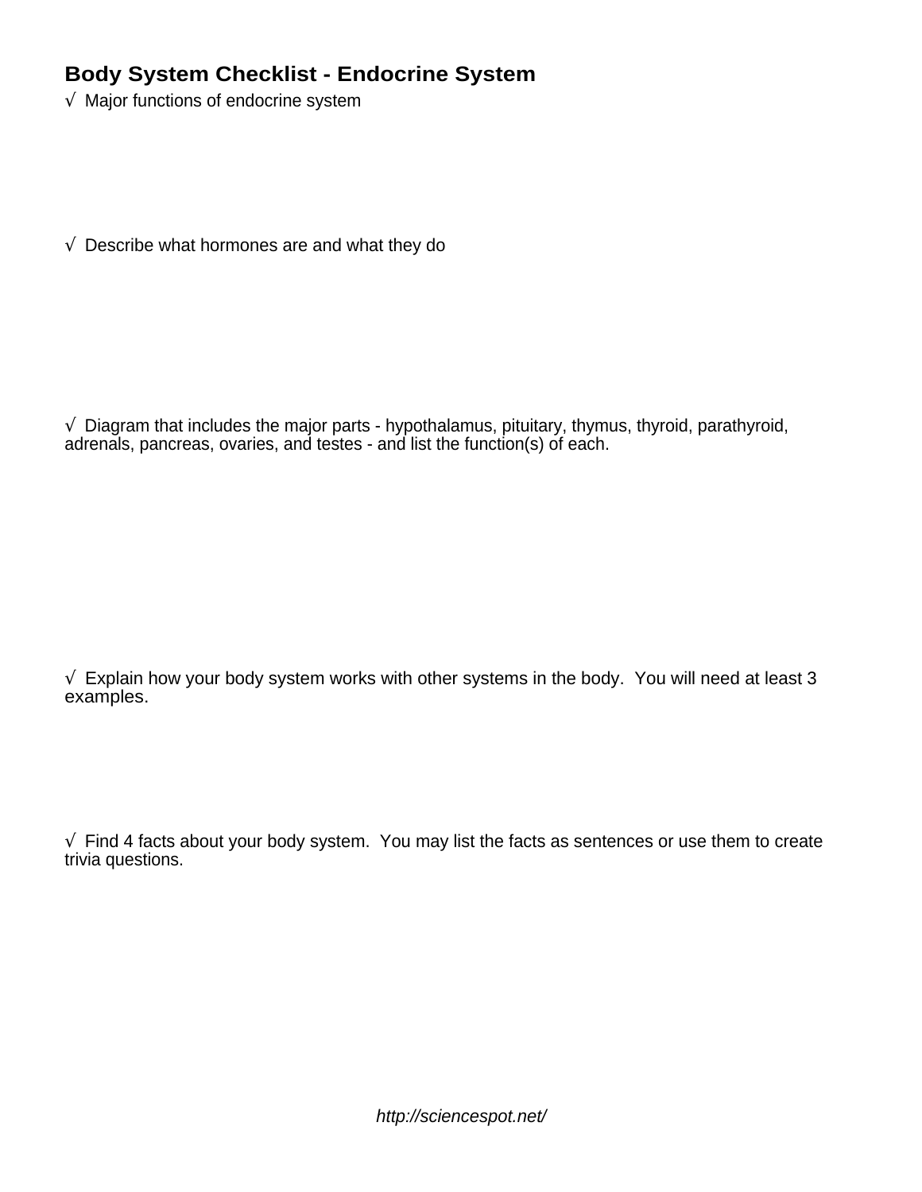## Body System Checklist - Endocrine System

√ Major functions of endocrine system

√ Describe what hormones are and what they do

√ Diagram that includes the major parts - hypothalamus, pituitary, thymus, thyroid, parathyroid, adrenals, pancreas, ovaries, and testes - and list the function(s) of each.

√ Explain how your body system works with other systems in the body. You will need at least 3 examples.

√ Find 4 facts about your body system. You may list the facts as sentences or use them to create trivia questions.

*http://sciencespot.net/*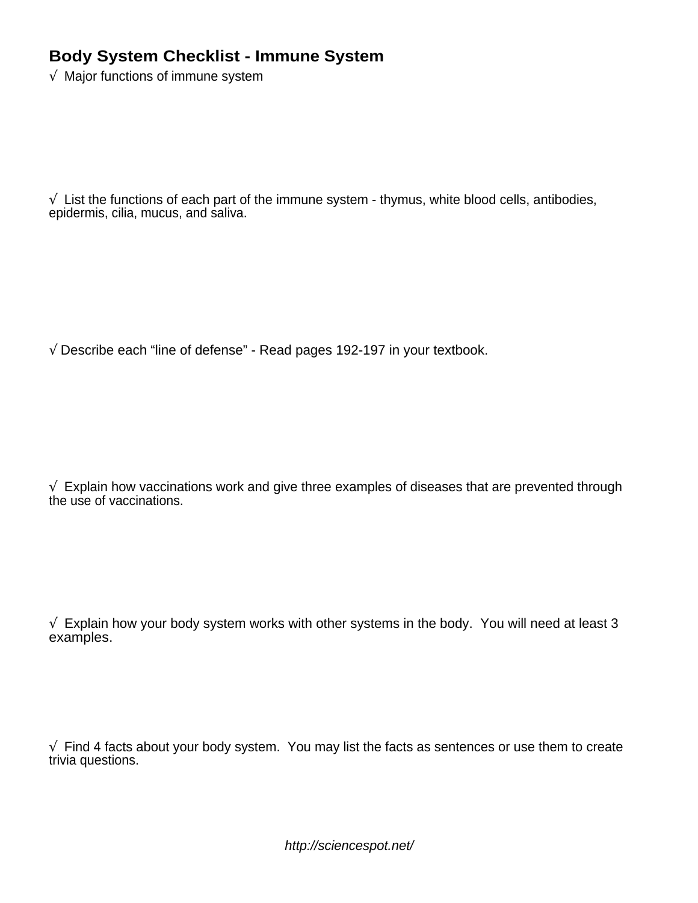# Body System Checklist - Immune System

√ Major functions of immune system

√ List the functions of each part of the immune system - thymus, white blood cells, antibodies, epidermis, cilia, mucus, and saliva.

√ Describe each "line of defense" - Read pages 192-197 in your textbook.

√ Explain how vaccinations work and give three examples of diseases that are prevented through the use of vaccinations.

√ Explain how your body system works with other systems in the body. You will need at least 3 examples.

√ Find 4 facts about your body system. You may list the facts as sentences or use them to create trivia questions.

*http://sciencespot.net/*